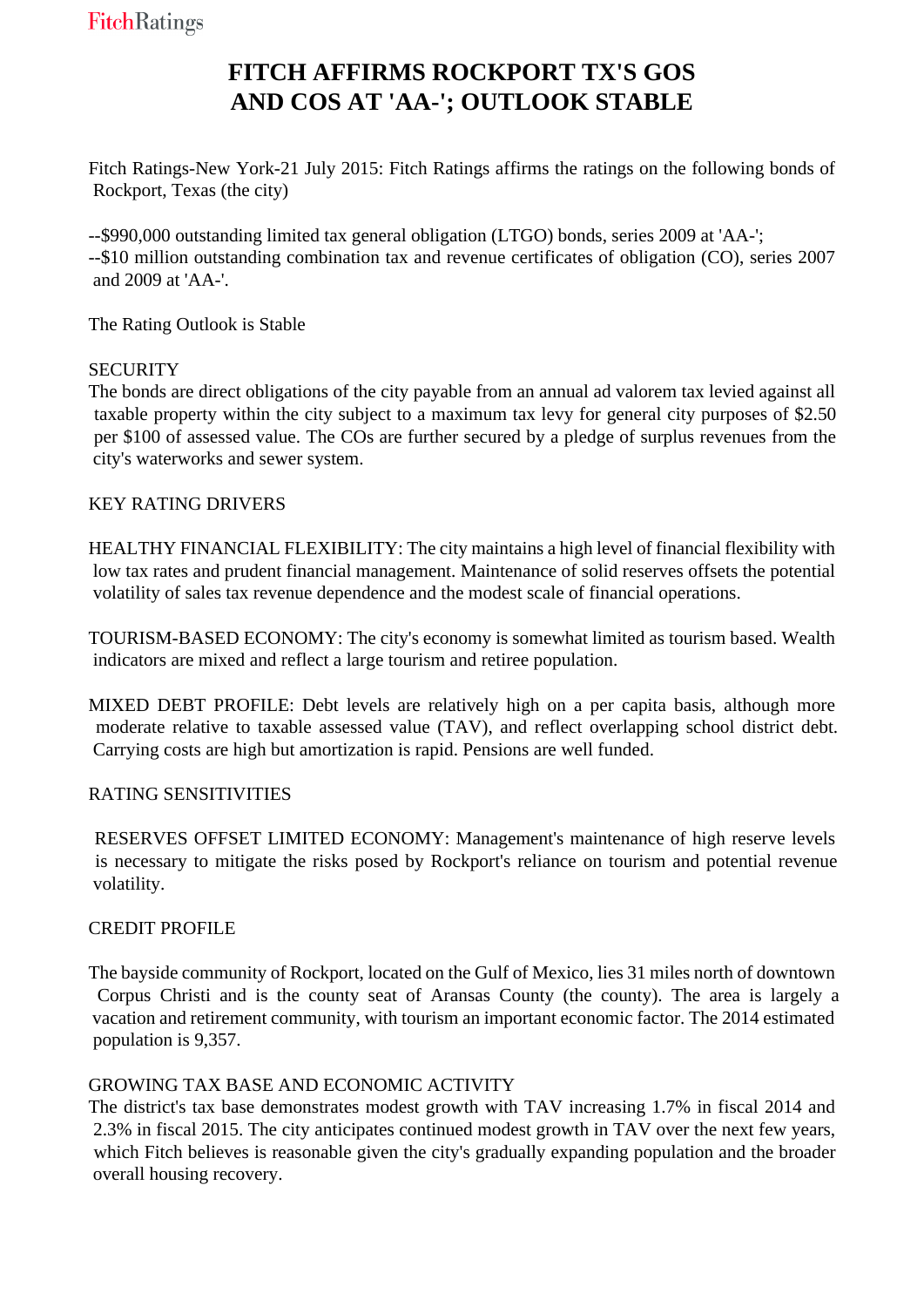# FITCH AFFIRMS ROCKPORT TX'S GOS AND COS AT 'AA-'; OUTLOOK STABLE

Fitch Ratings-New York-21 July 2015: Fitch Ratings affirms the ratings on the following bonds of Rockport, Texas (the city)

--$990,000 outstanding limited tax general obligation (LTGO) bonds, series 2009 at 'AA-';
--$10 million outstanding combination tax and revenue certificates of obligation (CO), series 2007 and 2009 at 'AA-'.

The Rating Outlook is Stable

SECURITY
The bonds are direct obligations of the city payable from an annual ad valorem tax levied against all taxable property within the city subject to a maximum tax levy for general city purposes of $2.50 per $100 of assessed value. The COs are further secured by a pledge of surplus revenues from the city's waterworks and sewer system.

KEY RATING DRIVERS

HEALTHY FINANCIAL FLEXIBILITY: The city maintains a high level of financial flexibility with low tax rates and prudent financial management. Maintenance of solid reserves offsets the potential volatility of sales tax revenue dependence and the modest scale of financial operations.

TOURISM-BASED ECONOMY: The city's economy is somewhat limited as tourism based. Wealth indicators are mixed and reflect a large tourism and retiree population.

MIXED DEBT PROFILE: Debt levels are relatively high on a per capita basis, although more moderate relative to taxable assessed value (TAV), and reflect overlapping school district debt. Carrying costs are high but amortization is rapid. Pensions are well funded.

RATING SENSITIVITIES

RESERVES OFFSET LIMITED ECONOMY: Management's maintenance of high reserve levels is necessary to mitigate the risks posed by Rockport's reliance on tourism and potential revenue volatility.

CREDIT PROFILE

The bayside community of Rockport, located on the Gulf of Mexico, lies 31 miles north of downtown Corpus Christi and is the county seat of Aransas County (the county). The area is largely a vacation and retirement community, with tourism an important economic factor. The 2014 estimated population is 9,357.

GROWING TAX BASE AND ECONOMIC ACTIVITY
The district's tax base demonstrates modest growth with TAV increasing 1.7% in fiscal 2014 and 2.3% in fiscal 2015. The city anticipates continued modest growth in TAV over the next few years, which Fitch believes is reasonable given the city's gradually expanding population and the broader overall housing recovery.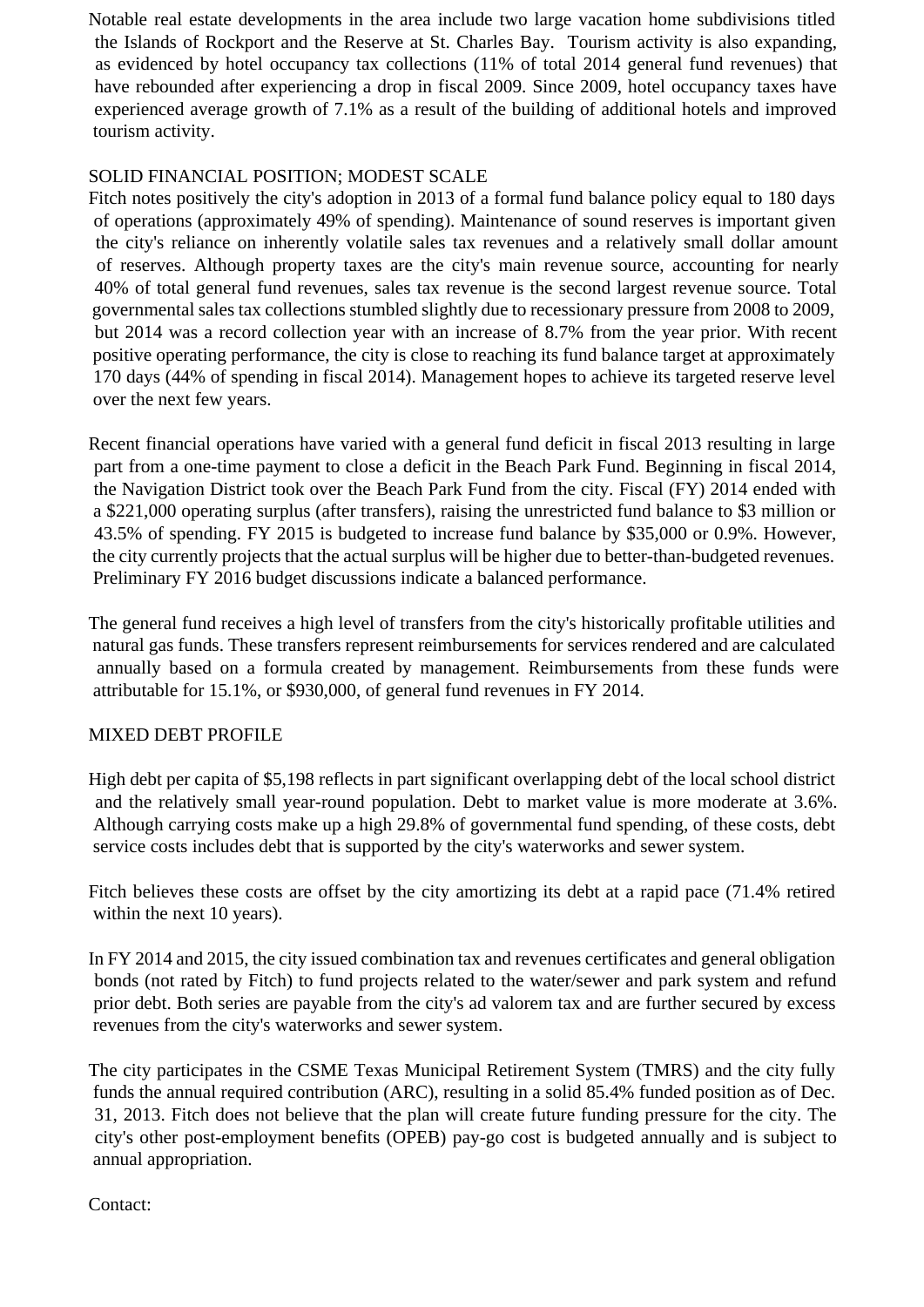Notable real estate developments in the area include two large vacation home subdivisions titled the Islands of Rockport and the Reserve at St. Charles Bay. Tourism activity is also expanding, as evidenced by hotel occupancy tax collections (11% of total 2014 general fund revenues) that have rebounded after experiencing a drop in fiscal 2009. Since 2009, hotel occupancy taxes have experienced average growth of 7.1% as a result of the building of additional hotels and improved tourism activity.

SOLID FINANCIAL POSITION; MODEST SCALE

Fitch notes positively the city's adoption in 2013 of a formal fund balance policy equal to 180 days of operations (approximately 49% of spending). Maintenance of sound reserves is important given the city's reliance on inherently volatile sales tax revenues and a relatively small dollar amount of reserves. Although property taxes are the city's main revenue source, accounting for nearly 40% of total general fund revenues, sales tax revenue is the second largest revenue source. Total governmental sales tax collections stumbled slightly due to recessionary pressure from 2008 to 2009, but 2014 was a record collection year with an increase of 8.7% from the year prior. With recent positive operating performance, the city is close to reaching its fund balance target at approximately 170 days (44% of spending in fiscal 2014). Management hopes to achieve its targeted reserve level over the next few years.

Recent financial operations have varied with a general fund deficit in fiscal 2013 resulting in large part from a one-time payment to close a deficit in the Beach Park Fund. Beginning in fiscal 2014, the Navigation District took over the Beach Park Fund from the city. Fiscal (FY) 2014 ended with a $221,000 operating surplus (after transfers), raising the unrestricted fund balance to $3 million or 43.5% of spending. FY 2015 is budgeted to increase fund balance by $35,000 or 0.9%. However, the city currently projects that the actual surplus will be higher due to better-than-budgeted revenues. Preliminary FY 2016 budget discussions indicate a balanced performance.

The general fund receives a high level of transfers from the city's historically profitable utilities and natural gas funds. These transfers represent reimbursements for services rendered and are calculated annually based on a formula created by management. Reimbursements from these funds were attributable for 15.1%, or $930,000, of general fund revenues in FY 2014.

MIXED DEBT PROFILE

High debt per capita of $5,198 reflects in part significant overlapping debt of the local school district and the relatively small year-round population. Debt to market value is more moderate at 3.6%. Although carrying costs make up a high 29.8% of governmental fund spending, of these costs, debt service costs includes debt that is supported by the city's waterworks and sewer system.

Fitch believes these costs are offset by the city amortizing its debt at a rapid pace (71.4% retired within the next 10 years).

In FY 2014 and 2015, the city issued combination tax and revenues certificates and general obligation bonds (not rated by Fitch) to fund projects related to the water/sewer and park system and refund prior debt. Both series are payable from the city's ad valorem tax and are further secured by excess revenues from the city's waterworks and sewer system.

The city participates in the CSME Texas Municipal Retirement System (TMRS) and the city fully funds the annual required contribution (ARC), resulting in a solid 85.4% funded position as of Dec. 31, 2013. Fitch does not believe that the plan will create future funding pressure for the city. The city's other post-employment benefits (OPEB) pay-go cost is budgeted annually and is subject to annual appropriation.

Contact: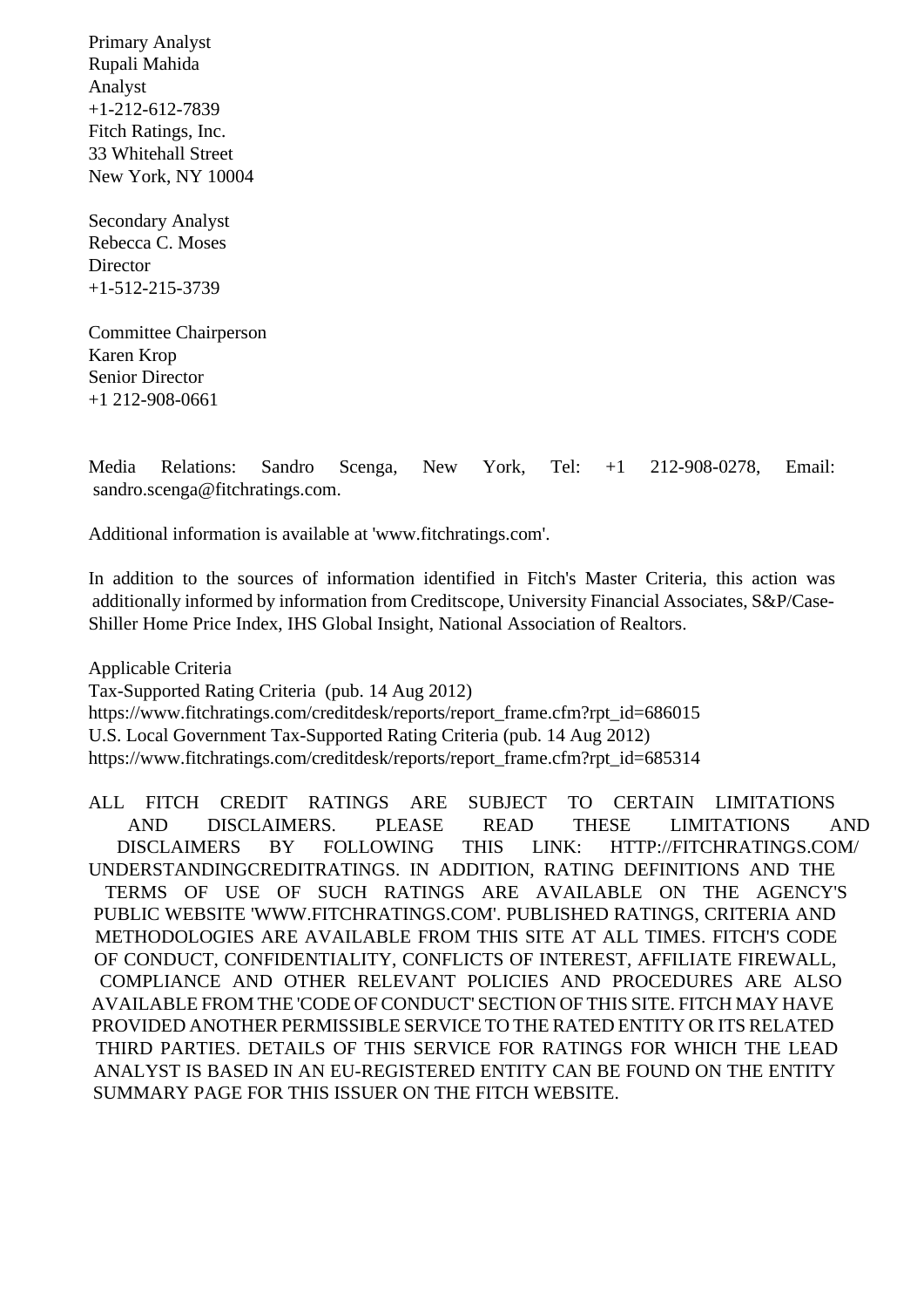Primary Analyst
Rupali Mahida
Analyst
+1-212-612-7839
Fitch Ratings, Inc.
33 Whitehall Street
New York, NY 10004

Secondary Analyst
Rebecca C. Moses
Director
+1-512-215-3739

Committee Chairperson
Karen Krop
Senior Director
+1 212-908-0661

Media Relations: Sandro Scenga, New York, Tel: +1 212-908-0278, Email: sandro.scenga@fitchratings.com.

Additional information is available at 'www.fitchratings.com'.

In addition to the sources of information identified in Fitch's Master Criteria, this action was additionally informed by information from Creditscope, University Financial Associates, S&P/Case-Shiller Home Price Index, IHS Global Insight, National Association of Realtors.

Applicable Criteria
Tax-Supported Rating Criteria (pub. 14 Aug 2012)
https://www.fitchratings.com/creditdesk/reports/report_frame.cfm?rpt_id=686015
U.S. Local Government Tax-Supported Rating Criteria (pub. 14 Aug 2012)
https://www.fitchratings.com/creditdesk/reports/report_frame.cfm?rpt_id=685314

ALL FITCH CREDIT RATINGS ARE SUBJECT TO CERTAIN LIMITATIONS AND DISCLAIMERS. PLEASE READ THESE LIMITATIONS AND DISCLAIMERS BY FOLLOWING THIS LINK: HTTP://FITCHRATINGS.COM/UNDERSTANDINGCREDITRATINGS. IN ADDITION, RATING DEFINITIONS AND THE TERMS OF USE OF SUCH RATINGS ARE AVAILABLE ON THE AGENCY'S PUBLIC WEBSITE 'WWW.FITCHRATINGS.COM'. PUBLISHED RATINGS, CRITERIA AND METHODOLOGIES ARE AVAILABLE FROM THIS SITE AT ALL TIMES. FITCH'S CODE OF CONDUCT, CONFIDENTIALITY, CONFLICTS OF INTEREST, AFFILIATE FIREWALL, COMPLIANCE AND OTHER RELEVANT POLICIES AND PROCEDURES ARE ALSO AVAILABLE FROM THE 'CODE OF CONDUCT' SECTION OF THIS SITE. FITCH MAY HAVE PROVIDED ANOTHER PERMISSIBLE SERVICE TO THE RATED ENTITY OR ITS RELATED THIRD PARTIES. DETAILS OF THIS SERVICE FOR RATINGS FOR WHICH THE LEAD ANALYST IS BASED IN AN EU-REGISTERED ENTITY CAN BE FOUND ON THE ENTITY SUMMARY PAGE FOR THIS ISSUER ON THE FITCH WEBSITE.